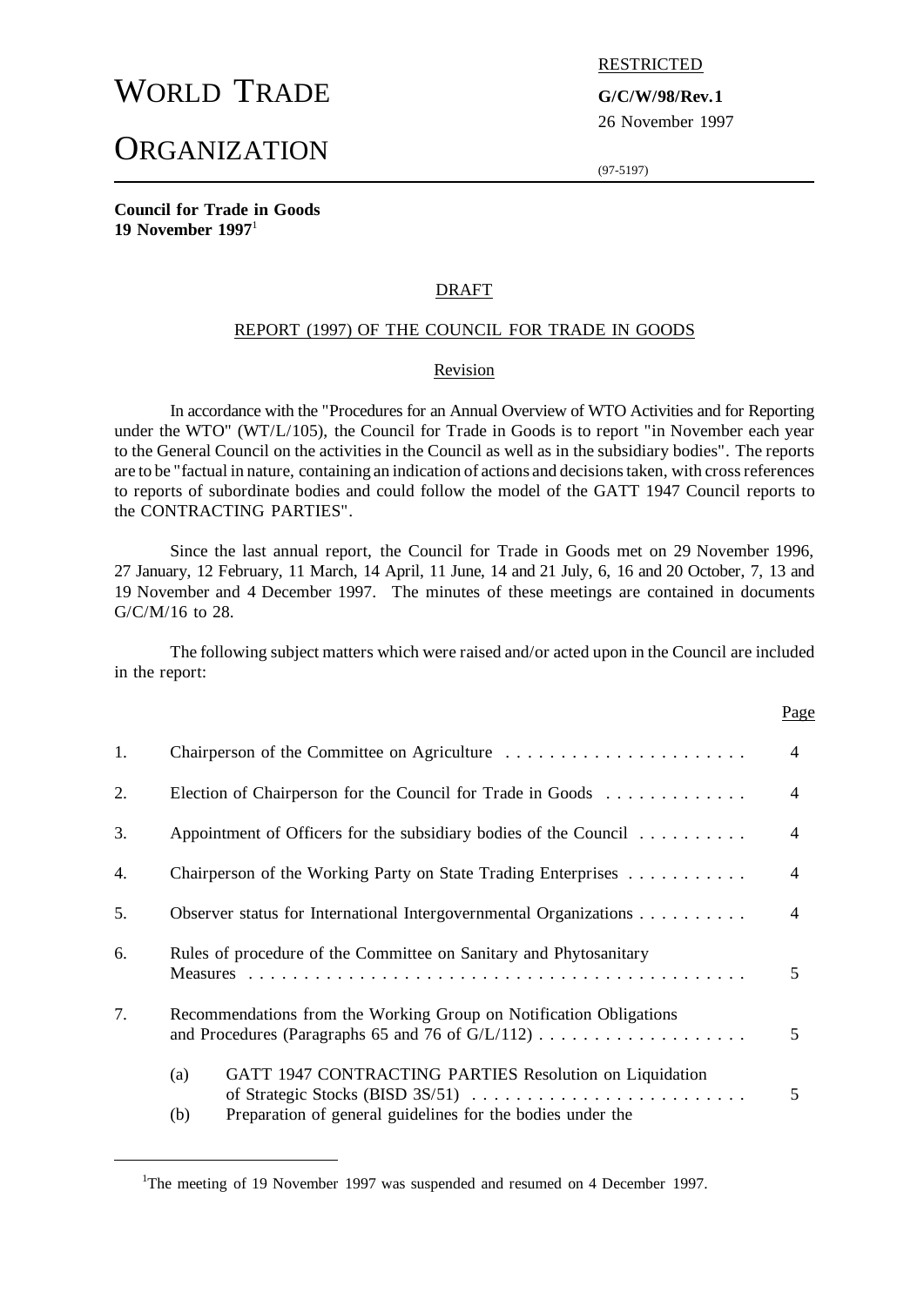# WORLD TRADE ORGANIZATION

RESTRICTED

**G/C/W/98/Rev.1**

26 November 1997

(97-5197)

**Council for Trade in Goods**
**19 November 1997**[1]

DRAFT

REPORT (1997) OF THE COUNCIL FOR TRADE IN GOODS

Revision

In accordance with the "Procedures for an Annual Overview of WTO Activities and for Reporting under the WTO" (WT/L/105), the Council for Trade in Goods is to report "in November each year to the General Council on the activities in the Council as well as in the subsidiary bodies". The reports are to be "factual in nature, containing an indication of actions and decisions taken, with cross references to reports of subordinate bodies and could follow the model of the GATT 1947 Council reports to the CONTRACTING PARTIES".

Since the last annual report, the Council for Trade in Goods met on 29 November 1996, 27 January, 12 February, 11 March, 14 April, 11 June, 14 and 21 July, 6, 16 and 20 October, 7, 13 and 19 November and 4 December 1997. The minutes of these meetings are contained in documents G/C/M/16 to 28.

The following subject matters which were raised and/or acted upon in the Council are included in the report:

| | | Page |
|---|---|---|
| 1. | Chairperson of the Committee on Agriculture | 4 |
| 2. | Election of Chairperson for the Council for Trade in Goods | 4 |
| 3. | Appointment of Officers for the subsidiary bodies of the Council | 4 |
| 4. | Chairperson of the Working Party on State Trading Enterprises | 4 |
| 5. | Observer status for International Intergovernmental Organizations | 4 |
| 6. | Rules of procedure of the Committee on Sanitary and Phytosanitary Measures | 5 |
| 7. | Recommendations from the Working Group on Notification Obligations and Procedures (Paragraphs 65 and 76 of G/L/112) | 5 |
| | (a) GATT 1947 CONTRACTING PARTIES Resolution on Liquidation of Strategic Stocks (BISD 3S/51) | 5 |
| | (b) Preparation of general guidelines for the bodies under the | |

[1] The meeting of 19 November 1997 was suspended and resumed on 4 December 1997.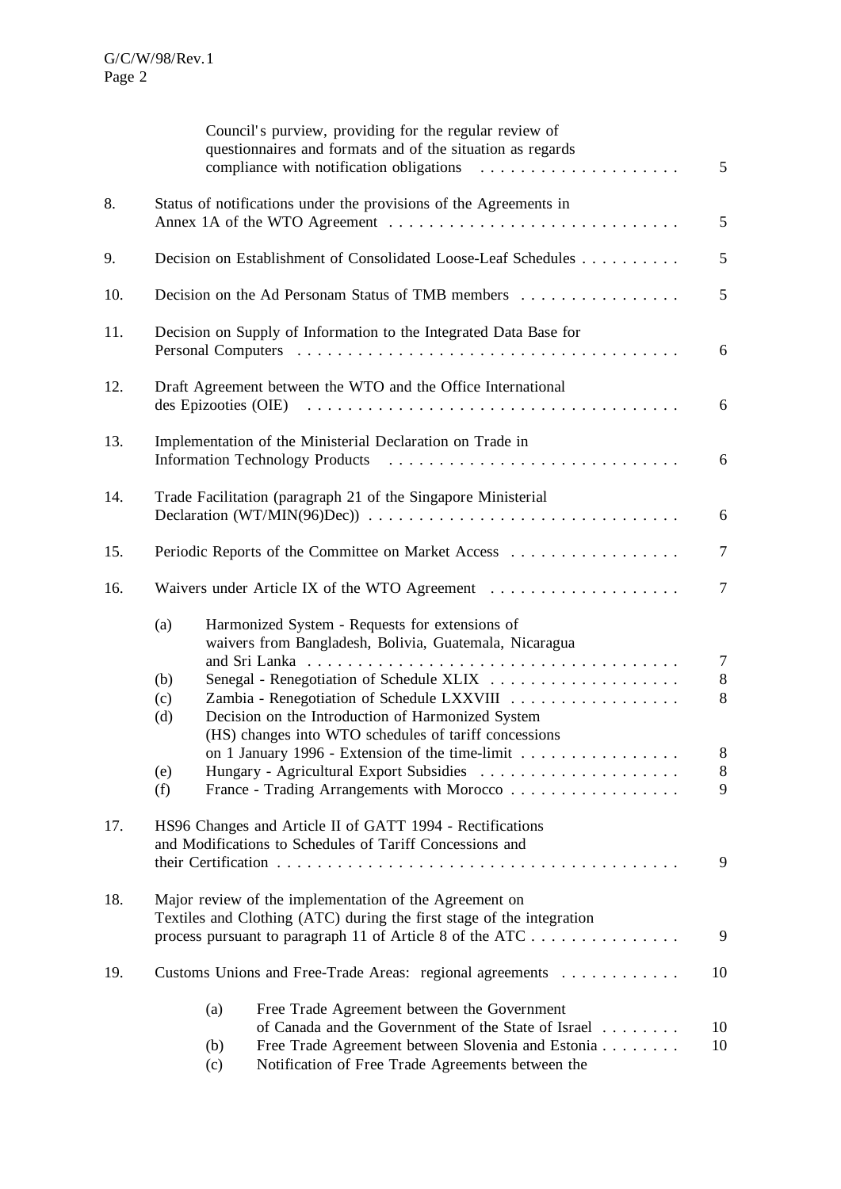| | | |
|---|---|---|
| | Council's purview, providing for the regular review of questionnaires and formats and of the situation as regards compliance with notification obligations | 5 |
| 8. | Status of notifications under the provisions of the Agreements in Annex 1A of the WTO Agreement | 5 |
| 9. | Decision on Establishment of Consolidated Loose-Leaf Schedules | 5 |
| 10. | Decision on the Ad Personam Status of TMB members | 5 |
| 11. | Decision on Supply of Information to the Integrated Data Base for Personal Computers | 6 |
| 12. | Draft Agreement between the WTO and the Office International des Epizooties (OIE) | 6 |
| 13. | Implementation of the Ministerial Declaration on Trade in Information Technology Products | 6 |
| 14. | Trade Facilitation (paragraph 21 of the Singapore Ministerial Declaration (WT/MIN(96)Dec)) | 6 |
| 15. | Periodic Reports of the Committee on Market Access | 7 |
| 16. | Waivers under Article IX of the WTO Agreement | 7 |
| | (a) Harmonized System - Requests for extensions of waivers from Bangladesh, Bolivia, Guatemala, Nicaragua and Sri Lanka | 7 |
| | (b) Senegal - Renegotiation of Schedule XLIX | 8 |
| | (c) Zambia - Renegotiation of Schedule LXXVIII | 8 |
| | (d) Decision on the Introduction of Harmonized System (HS) changes into WTO schedules of tariff concessions on 1 January 1996 - Extension of the time-limit | 8 |
| | (e) Hungary - Agricultural Export Subsidies | 8 |
| | (f) France - Trading Arrangements with Morocco | 9 |
| 17. | HS96 Changes and Article II of GATT 1994 - Rectifications and Modifications to Schedules of Tariff Concessions and their Certification | 9 |
| 18. | Major review of the implementation of the Agreement on Textiles and Clothing (ATC) during the first stage of the integration process pursuant to paragraph 11 of Article 8 of the ATC | 9 |
| 19. | Customs Unions and Free-Trade Areas: regional agreements | 10 |
| | (a) Free Trade Agreement between the Government of Canada and the Government of the State of Israel | 10 |
| | (b) Free Trade Agreement between Slovenia and Estonia | 10 |
| | (c) Notification of Free Trade Agreements between the | |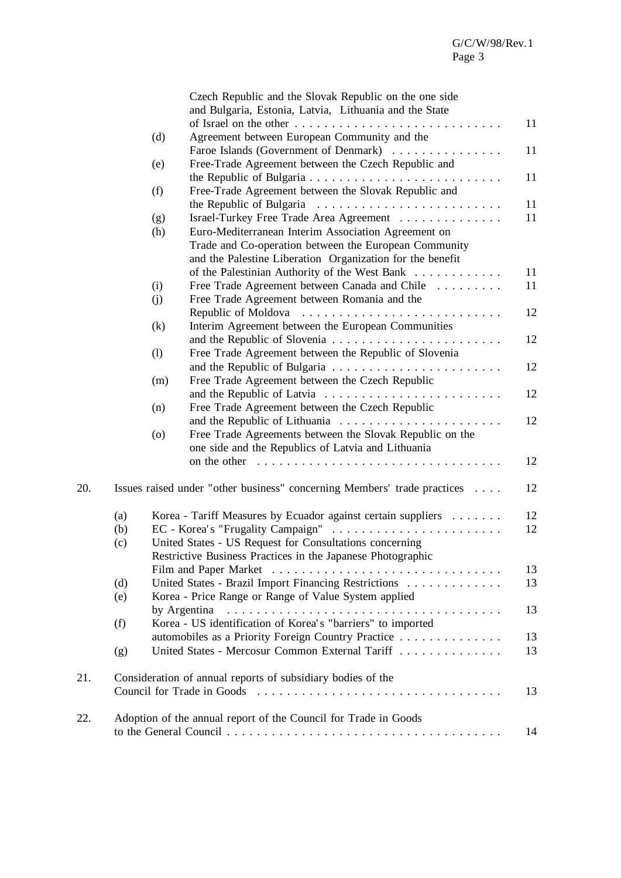Czech Republic and the Slovak Republic on the one side and Bulgaria, Estonia, Latvia, Lithuania and the State of Israel on the other . . . . . . . . . . . . . . . . . . . . . . . . . . . . 11

(d) Agreement between European Community and the Faroe Islands (Government of Denmark) . . . . . . . . . . . . . . . 11

(e) Free-Trade Agreement between the Czech Republic and the Republic of Bulgaria . . . . . . . . . . . . . . . . . . . . . . . . . . 11

(f) Free-Trade Agreement between the Slovak Republic and the Republic of Bulgaria . . . . . . . . . . . . . . . . . . . . . . . . . 11

(g) Israel-Turkey Free Trade Area Agreement . . . . . . . . . . . . . . 11

(h) Euro-Mediterranean Interim Association Agreement on Trade and Co-operation between the European Community and the Palestine Liberation Organization for the benefit of the Palestinian Authority of the West Bank . . . . . . . . . . . . 11

(i) Free Trade Agreement between Canada and Chile . . . . . . . . . 11

(j) Free Trade Agreement between Romania and the Republic of Moldova . . . . . . . . . . . . . . . . . . . . . . . . . . . 12

(k) Interim Agreement between the European Communities and the Republic of Slovenia . . . . . . . . . . . . . . . . . . . . . . . 12

(l) Free Trade Agreement between the Republic of Slovenia and the Republic of Bulgaria . . . . . . . . . . . . . . . . . . . . . . . 12

(m) Free Trade Agreement between the Czech Republic and the Republic of Latvia . . . . . . . . . . . . . . . . . . . . . . . . 12

(n) Free Trade Agreement between the Czech Republic and the Republic of Lithuania . . . . . . . . . . . . . . . . . . . . . . 12

(o) Free Trade Agreements between the Slovak Republic on the one side and the Republics of Latvia and Lithuania on the other . . . . . . . . . . . . . . . . . . . . . . . . . . . . . . . . 12

20. Issues raised under "other business" concerning Members' trade practices . . . . 12

(a) Korea - Tariff Measures by Ecuador against certain suppliers . . . . . . . 12

(b) EC - Korea's "Frugality Campaign" . . . . . . . . . . . . . . . . . . . . . . . 12

(c) United States - US Request for Consultations concerning Restrictive Business Practices in the Japanese Photographic Film and Paper Market . . . . . . . . . . . . . . . . . . . . . . . . . . . . . . 13

(d) United States - Brazil Import Financing Restrictions . . . . . . . . . . . . . 13

(e) Korea - Price Range or Range of Value System applied by Argentina . . . . . . . . . . . . . . . . . . . . . . . . . . . . . . . . . . . . . 13

(f) Korea - US identification of Korea's "barriers" to imported automobiles as a Priority Foreign Country Practice . . . . . . . . . . . . . . 13

(g) United States - Mercosur Common External Tariff . . . . . . . . . . . . . . 13

21. Consideration of annual reports of subsidiary bodies of the Council for Trade in Goods . . . . . . . . . . . . . . . . . . . . . . . . . . . . . . . . 13

22. Adoption of the annual report of the Council for Trade in Goods to the General Council . . . . . . . . . . . . . . . . . . . . . . . . . . . . . . . . . . . . 14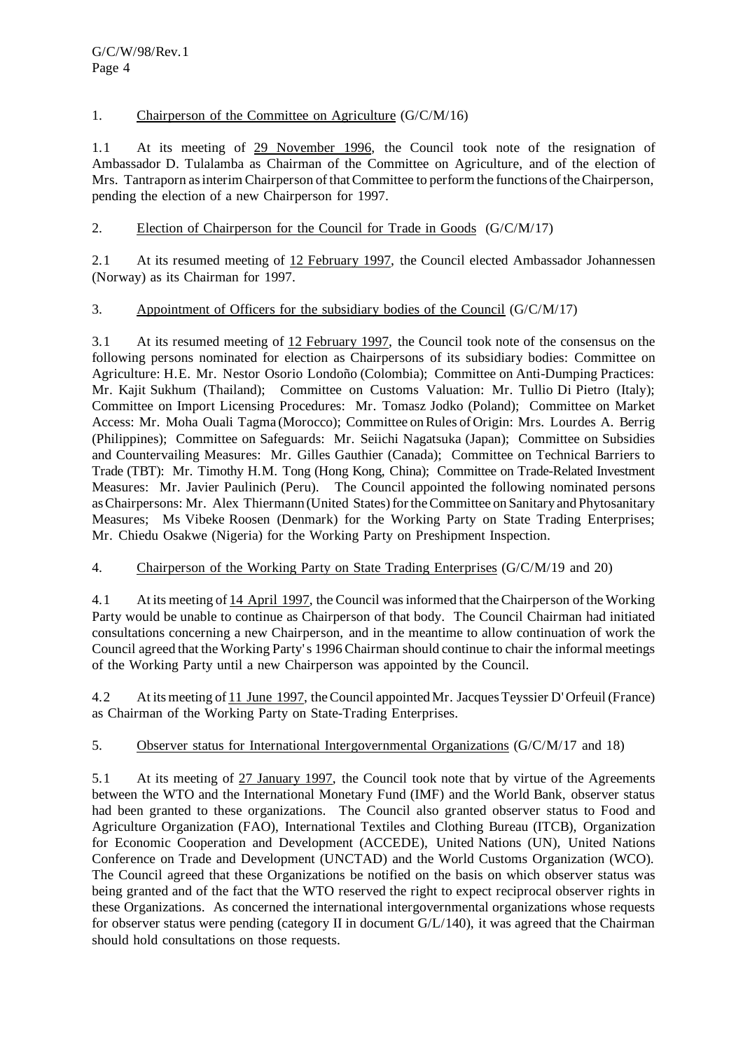1. Chairperson of the Committee on Agriculture (G/C/M/16)

1.1 At its meeting of 29 November 1996, the Council took note of the resignation of Ambassador D. Tulalamba as Chairman of the Committee on Agriculture, and of the election of Mrs. Tantraporn as interim Chairperson of that Committee to perform the functions of the Chairperson, pending the election of a new Chairperson for 1997.

2. Election of Chairperson for the Council for Trade in Goods (G/C/M/17)

2.1 At its resumed meeting of 12 February 1997, the Council elected Ambassador Johannessen (Norway) as its Chairman for 1997.

3. Appointment of Officers for the subsidiary bodies of the Council (G/C/M/17)

3.1 At its resumed meeting of 12 February 1997, the Council took note of the consensus on the following persons nominated for election as Chairpersons of its subsidiary bodies: Committee on Agriculture: H.E. Mr. Nestor Osorio Londoño (Colombia); Committee on Anti-Dumping Practices: Mr. Kajit Sukhum (Thailand); Committee on Customs Valuation: Mr. Tullio Di Pietro (Italy); Committee on Import Licensing Procedures: Mr. Tomasz Jodko (Poland); Committee on Market Access: Mr. Moha Ouali Tagma (Morocco); Committee on Rules of Origin: Mrs. Lourdes A. Berrig (Philippines); Committee on Safeguards: Mr. Seiichi Nagatsuka (Japan); Committee on Subsidies and Countervailing Measures: Mr. Gilles Gauthier (Canada); Committee on Technical Barriers to Trade (TBT): Mr. Timothy H.M. Tong (Hong Kong, China); Committee on Trade-Related Investment Measures: Mr. Javier Paulinich (Peru). The Council appointed the following nominated persons as Chairpersons: Mr. Alex Thiermann (United States) for the Committee on Sanitary and Phytosanitary Measures; Ms Vibeke Roosen (Denmark) for the Working Party on State Trading Enterprises; Mr. Chiedu Osakwe (Nigeria) for the Working Party on Preshipment Inspection.

4. Chairperson of the Working Party on State Trading Enterprises (G/C/M/19 and 20)

4.1 At its meeting of 14 April 1997, the Council was informed that the Chairperson of the Working Party would be unable to continue as Chairperson of that body. The Council Chairman had initiated consultations concerning a new Chairperson, and in the meantime to allow continuation of work the Council agreed that the Working Party's 1996 Chairman should continue to chair the informal meetings of the Working Party until a new Chairperson was appointed by the Council.

4.2 At its meeting of 11 June 1997, the Council appointed Mr. Jacques Teyssier D'Orfeuil (France) as Chairman of the Working Party on State-Trading Enterprises.

5. Observer status for International Intergovernmental Organizations (G/C/M/17 and 18)

5.1 At its meeting of 27 January 1997, the Council took note that by virtue of the Agreements between the WTO and the International Monetary Fund (IMF) and the World Bank, observer status had been granted to these organizations. The Council also granted observer status to Food and Agriculture Organization (FAO), International Textiles and Clothing Bureau (ITCB), Organization for Economic Cooperation and Development (ACCEDE), United Nations (UN), United Nations Conference on Trade and Development (UNCTAD) and the World Customs Organization (WCO). The Council agreed that these Organizations be notified on the basis on which observer status was being granted and of the fact that the WTO reserved the right to expect reciprocal observer rights in these Organizations. As concerned the international intergovernmental organizations whose requests for observer status were pending (category II in document G/L/140), it was agreed that the Chairman should hold consultations on those requests.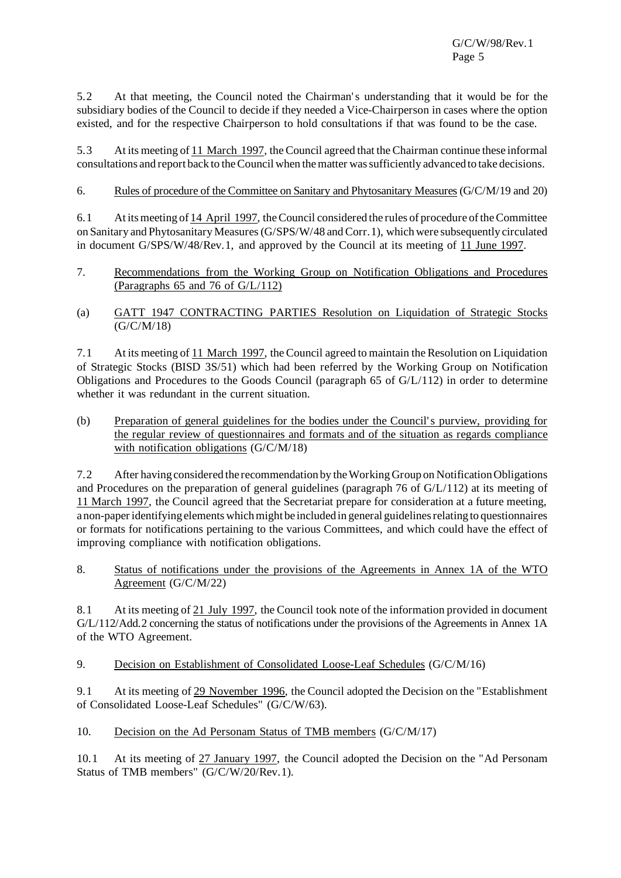5.2 At that meeting, the Council noted the Chairman's understanding that it would be for the subsidiary bodies of the Council to decide if they needed a Vice-Chairperson in cases where the option existed, and for the respective Chairperson to hold consultations if that was found to be the case.

5.3 At its meeting of 11 March 1997, the Council agreed that the Chairman continue these informal consultations and report back to the Council when the matter was sufficiently advanced to take decisions.

6. Rules of procedure of the Committee on Sanitary and Phytosanitary Measures (G/C/M/19 and 20)

6.1 At its meeting of 14 April 1997, the Council considered the rules of procedure of the Committee on Sanitary and Phytosanitary Measures (G/SPS/W/48 and Corr.1), which were subsequently circulated in document G/SPS/W/48/Rev.1, and approved by the Council at its meeting of 11 June 1997.

7. Recommendations from the Working Group on Notification Obligations and Procedures (Paragraphs 65 and 76 of G/L/112)

(a) GATT 1947 CONTRACTING PARTIES Resolution on Liquidation of Strategic Stocks (G/C/M/18)

7.1 At its meeting of 11 March 1997, the Council agreed to maintain the Resolution on Liquidation of Strategic Stocks (BISD 3S/51) which had been referred by the Working Group on Notification Obligations and Procedures to the Goods Council (paragraph 65 of G/L/112) in order to determine whether it was redundant in the current situation.

(b) Preparation of general guidelines for the bodies under the Council's purview, providing for the regular review of questionnaires and formats and of the situation as regards compliance with notification obligations (G/C/M/18)

7.2 After having considered the recommendation by the Working Group on Notification Obligations and Procedures on the preparation of general guidelines (paragraph 76 of G/L/112) at its meeting of 11 March 1997, the Council agreed that the Secretariat prepare for consideration at a future meeting, a non-paper identifying elements which might be included in general guidelines relating to questionnaires or formats for notifications pertaining to the various Committees, and which could have the effect of improving compliance with notification obligations.

8. Status of notifications under the provisions of the Agreements in Annex 1A of the WTO Agreement (G/C/M/22)

8.1 At its meeting of 21 July 1997, the Council took note of the information provided in document G/L/112/Add.2 concerning the status of notifications under the provisions of the Agreements in Annex 1A of the WTO Agreement.

9. Decision on Establishment of Consolidated Loose-Leaf Schedules (G/C/M/16)

9.1 At its meeting of 29 November 1996, the Council adopted the Decision on the "Establishment of Consolidated Loose-Leaf Schedules" (G/C/W/63).

10. Decision on the Ad Personam Status of TMB members (G/C/M/17)

10.1 At its meeting of 27 January 1997, the Council adopted the Decision on the "Ad Personam Status of TMB members" (G/C/W/20/Rev.1).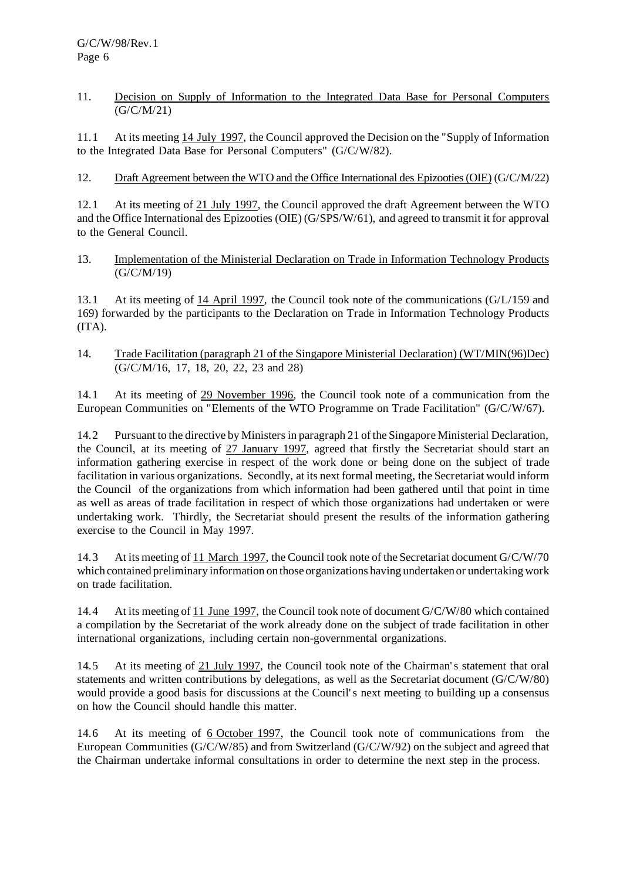11. Decision on Supply of Information to the Integrated Data Base for Personal Computers (G/C/M/21)

11.1 At its meeting 14 July 1997, the Council approved the Decision on the "Supply of Information to the Integrated Data Base for Personal Computers" (G/C/W/82).

12. Draft Agreement between the WTO and the Office International des Epizooties (OIE) (G/C/M/22)

12.1 At its meeting of 21 July 1997, the Council approved the draft Agreement between the WTO and the Office International des Epizooties (OIE) (G/SPS/W/61), and agreed to transmit it for approval to the General Council.

13. Implementation of the Ministerial Declaration on Trade in Information Technology Products (G/C/M/19)

13.1 At its meeting of 14 April 1997, the Council took note of the communications (G/L/159 and 169) forwarded by the participants to the Declaration on Trade in Information Technology Products (ITA).

14. Trade Facilitation (paragraph 21 of the Singapore Ministerial Declaration) (WT/MIN(96)Dec) (G/C/M/16, 17, 18, 20, 22, 23 and 28)

14.1 At its meeting of 29 November 1996, the Council took note of a communication from the European Communities on "Elements of the WTO Programme on Trade Facilitation" (G/C/W/67).

14.2 Pursuant to the directive by Ministers in paragraph 21 of the Singapore Ministerial Declaration, the Council, at its meeting of 27 January 1997, agreed that firstly the Secretariat should start an information gathering exercise in respect of the work done or being done on the subject of trade facilitation in various organizations. Secondly, at its next formal meeting, the Secretariat would inform the Council of the organizations from which information had been gathered until that point in time as well as areas of trade facilitation in respect of which those organizations had undertaken or were undertaking work. Thirdly, the Secretariat should present the results of the information gathering exercise to the Council in May 1997.

14.3 At its meeting of 11 March 1997, the Council took note of the Secretariat document G/C/W/70 which contained preliminary information on those organizations having undertaken or undertaking work on trade facilitation.

14.4 At its meeting of 11 June 1997, the Council took note of document G/C/W/80 which contained a compilation by the Secretariat of the work already done on the subject of trade facilitation in other international organizations, including certain non-governmental organizations.

14.5 At its meeting of 21 July 1997, the Council took note of the Chairman's statement that oral statements and written contributions by delegations, as well as the Secretariat document (G/C/W/80) would provide a good basis for discussions at the Council's next meeting to building up a consensus on how the Council should handle this matter.

14.6 At its meeting of 6 October 1997, the Council took note of communications from the European Communities (G/C/W/85) and from Switzerland (G/C/W/92) on the subject and agreed that the Chairman undertake informal consultations in order to determine the next step in the process.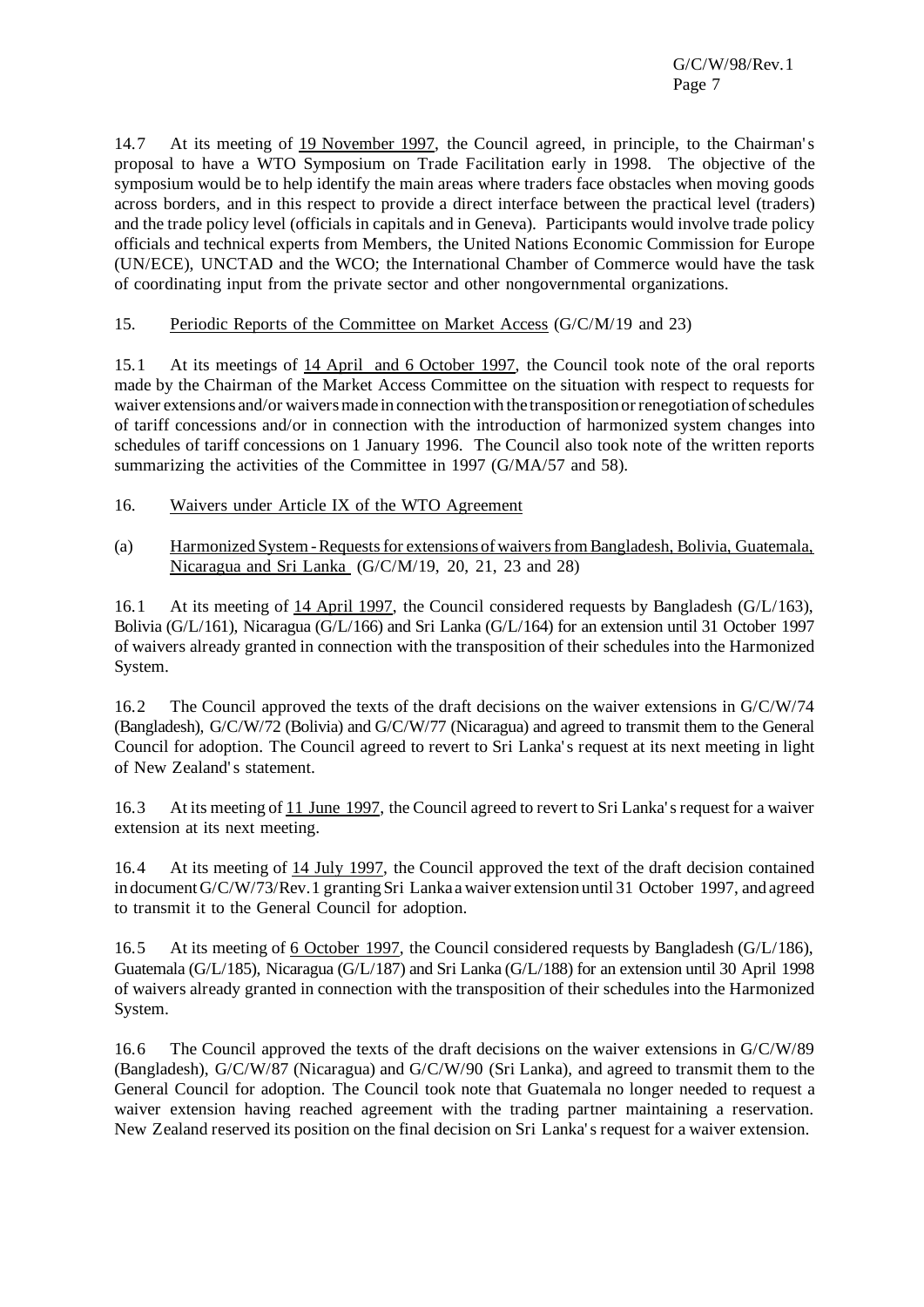14.7 At its meeting of 19 November 1997, the Council agreed, in principle, to the Chairman's proposal to have a WTO Symposium on Trade Facilitation early in 1998. The objective of the symposium would be to help identify the main areas where traders face obstacles when moving goods across borders, and in this respect to provide a direct interface between the practical level (traders) and the trade policy level (officials in capitals and in Geneva). Participants would involve trade policy officials and technical experts from Members, the United Nations Economic Commission for Europe (UN/ECE), UNCTAD and the WCO; the International Chamber of Commerce would have the task of coordinating input from the private sector and other nongovernmental organizations.

15. Periodic Reports of the Committee on Market Access (G/C/M/19 and 23)

15.1 At its meetings of 14 April and 6 October 1997, the Council took note of the oral reports made by the Chairman of the Market Access Committee on the situation with respect to requests for waiver extensions and/or waivers made in connection with the transposition or renegotiation of schedules of tariff concessions and/or in connection with the introduction of harmonized system changes into schedules of tariff concessions on 1 January 1996. The Council also took note of the written reports summarizing the activities of the Committee in 1997 (G/MA/57 and 58).

16. Waivers under Article IX of the WTO Agreement

(a) Harmonized System - Requests for extensions of waivers from Bangladesh, Bolivia, Guatemala, Nicaragua and Sri Lanka (G/C/M/19, 20, 21, 23 and 28)

16.1 At its meeting of 14 April 1997, the Council considered requests by Bangladesh (G/L/163), Bolivia (G/L/161), Nicaragua (G/L/166) and Sri Lanka (G/L/164) for an extension until 31 October 1997 of waivers already granted in connection with the transposition of their schedules into the Harmonized System.

16.2 The Council approved the texts of the draft decisions on the waiver extensions in G/C/W/74 (Bangladesh), G/C/W/72 (Bolivia) and G/C/W/77 (Nicaragua) and agreed to transmit them to the General Council for adoption. The Council agreed to revert to Sri Lanka's request at its next meeting in light of New Zealand's statement.

16.3 At its meeting of 11 June 1997, the Council agreed to revert to Sri Lanka's request for a waiver extension at its next meeting.

16.4 At its meeting of 14 July 1997, the Council approved the text of the draft decision contained in document G/C/W/73/Rev.1 granting Sri Lanka a waiver extension until 31 October 1997, and agreed to transmit it to the General Council for adoption.

16.5 At its meeting of 6 October 1997, the Council considered requests by Bangladesh (G/L/186), Guatemala (G/L/185), Nicaragua (G/L/187) and Sri Lanka (G/L/188) for an extension until 30 April 1998 of waivers already granted in connection with the transposition of their schedules into the Harmonized System.

16.6 The Council approved the texts of the draft decisions on the waiver extensions in G/C/W/89 (Bangladesh), G/C/W/87 (Nicaragua) and G/C/W/90 (Sri Lanka), and agreed to transmit them to the General Council for adoption. The Council took note that Guatemala no longer needed to request a waiver extension having reached agreement with the trading partner maintaining a reservation. New Zealand reserved its position on the final decision on Sri Lanka's request for a waiver extension.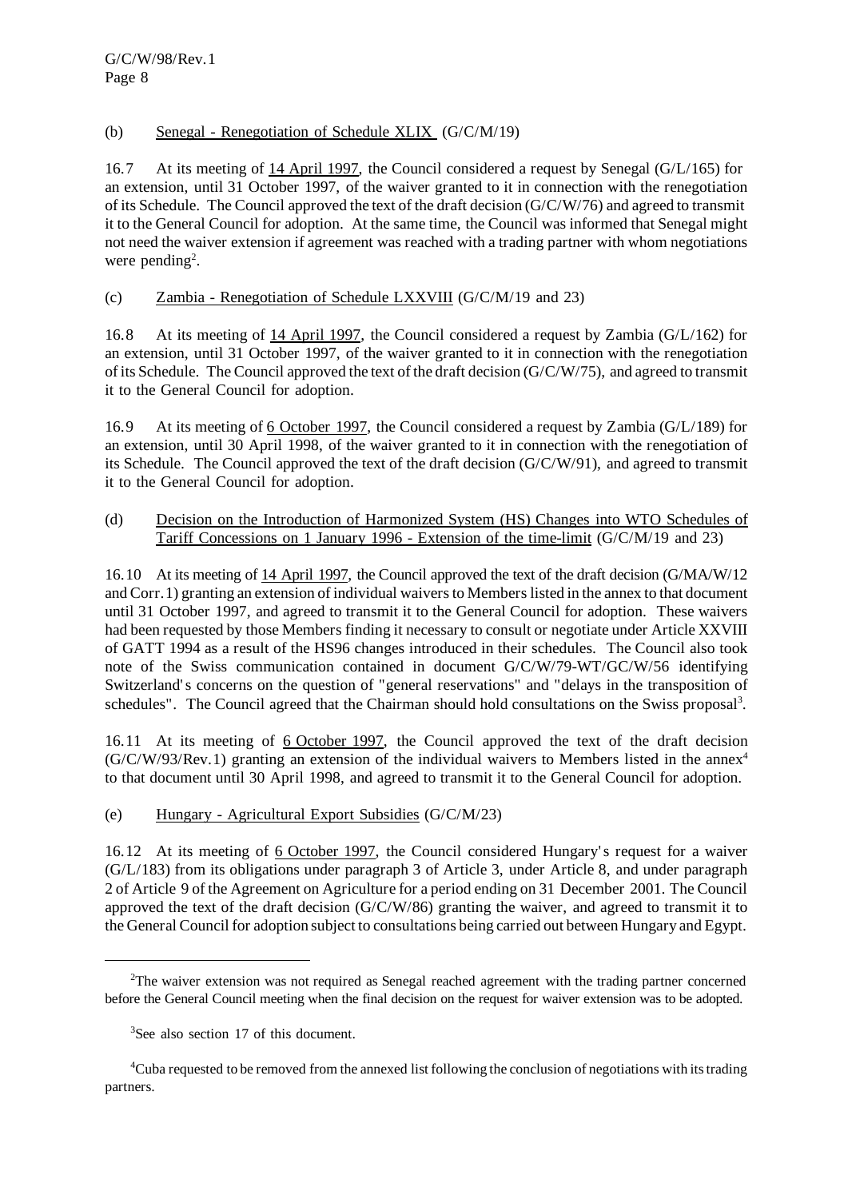(b) Senegal - Renegotiation of Schedule XLIX (G/C/M/19)

16.7 At its meeting of 14 April 1997, the Council considered a request by Senegal (G/L/165) for an extension, until 31 October 1997, of the waiver granted to it in connection with the renegotiation of its Schedule. The Council approved the text of the draft decision (G/C/W/76) and agreed to transmit it to the General Council for adoption. At the same time, the Council was informed that Senegal might not need the waiver extension if agreement was reached with a trading partner with whom negotiations were pending[2].

(c) Zambia - Renegotiation of Schedule LXXVIII (G/C/M/19 and 23)

16.8 At its meeting of 14 April 1997, the Council considered a request by Zambia (G/L/162) for an extension, until 31 October 1997, of the waiver granted to it in connection with the renegotiation of its Schedule. The Council approved the text of the draft decision (G/C/W/75), and agreed to transmit it to the General Council for adoption.

16.9 At its meeting of 6 October 1997, the Council considered a request by Zambia (G/L/189) for an extension, until 30 April 1998, of the waiver granted to it in connection with the renegotiation of its Schedule. The Council approved the text of the draft decision (G/C/W/91), and agreed to transmit it to the General Council for adoption.

(d) Decision on the Introduction of Harmonized System (HS) Changes into WTO Schedules of Tariff Concessions on 1 January 1996 - Extension of the time-limit (G/C/M/19 and 23)

16.10 At its meeting of 14 April 1997, the Council approved the text of the draft decision (G/MA/W/12 and Corr.1) granting an extension of individual waivers to Members listed in the annex to that document until 31 October 1997, and agreed to transmit it to the General Council for adoption. These waivers had been requested by those Members finding it necessary to consult or negotiate under Article XXVIII of GATT 1994 as a result of the HS96 changes introduced in their schedules. The Council also took note of the Swiss communication contained in document G/C/W/79-WT/GC/W/56 identifying Switzerland's concerns on the question of "general reservations" and "delays in the transposition of schedules". The Council agreed that the Chairman should hold consultations on the Swiss proposal[3].

16.11 At its meeting of 6 October 1997, the Council approved the text of the draft decision (G/C/W/93/Rev.1) granting an extension of the individual waivers to Members listed in the annex[4] to that document until 30 April 1998, and agreed to transmit it to the General Council for adoption.

(e) Hungary - Agricultural Export Subsidies (G/C/M/23)

16.12 At its meeting of 6 October 1997, the Council considered Hungary's request for a waiver (G/L/183) from its obligations under paragraph 3 of Article 3, under Article 8, and under paragraph 2 of Article 9 of the Agreement on Agriculture for a period ending on 31 December 2001. The Council approved the text of the draft decision (G/C/W/86) granting the waiver, and agreed to transmit it to the General Council for adoption subject to consultations being carried out between Hungary and Egypt.

---

[2] The waiver extension was not required as Senegal reached agreement with the trading partner concerned before the General Council meeting when the final decision on the request for waiver extension was to be adopted.

[3] See also section 17 of this document.

[4] Cuba requested to be removed from the annexed list following the conclusion of negotiations with its trading partners.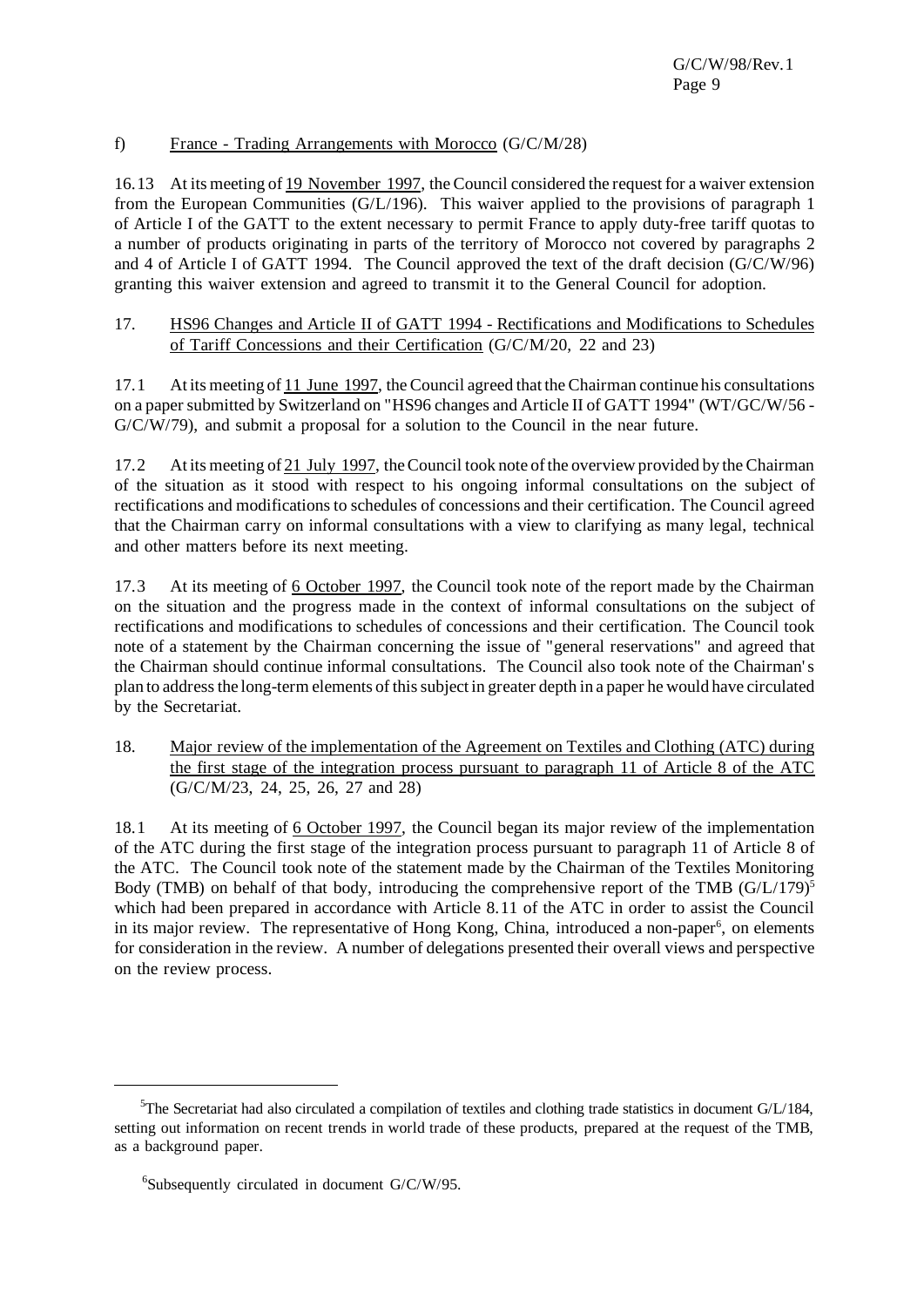f) France - Trading Arrangements with Morocco (G/C/M/28)

16.13 At its meeting of 19 November 1997, the Council considered the request for a waiver extension from the European Communities (G/L/196). This waiver applied to the provisions of paragraph 1 of Article I of the GATT to the extent necessary to permit France to apply duty-free tariff quotas to a number of products originating in parts of the territory of Morocco not covered by paragraphs 2 and 4 of Article I of GATT 1994. The Council approved the text of the draft decision (G/C/W/96) granting this waiver extension and agreed to transmit it to the General Council for adoption.

17. HS96 Changes and Article II of GATT 1994 - Rectifications and Modifications to Schedules of Tariff Concessions and their Certification (G/C/M/20, 22 and 23)

17.1 At its meeting of 11 June 1997, the Council agreed that the Chairman continue his consultations on a paper submitted by Switzerland on "HS96 changes and Article II of GATT 1994" (WT/GC/W/56 - G/C/W/79), and submit a proposal for a solution to the Council in the near future.

17.2 At its meeting of 21 July 1997, the Council took note of the overview provided by the Chairman of the situation as it stood with respect to his ongoing informal consultations on the subject of rectifications and modifications to schedules of concessions and their certification. The Council agreed that the Chairman carry on informal consultations with a view to clarifying as many legal, technical and other matters before its next meeting.

17.3 At its meeting of 6 October 1997, the Council took note of the report made by the Chairman on the situation and the progress made in the context of informal consultations on the subject of rectifications and modifications to schedules of concessions and their certification. The Council took note of a statement by the Chairman concerning the issue of "general reservations" and agreed that the Chairman should continue informal consultations. The Council also took note of the Chairman's plan to address the long-term elements of this subject in greater depth in a paper he would have circulated by the Secretariat.

18. Major review of the implementation of the Agreement on Textiles and Clothing (ATC) during the first stage of the integration process pursuant to paragraph 11 of Article 8 of the ATC (G/C/M/23, 24, 25, 26, 27 and 28)

18.1 At its meeting of 6 October 1997, the Council began its major review of the implementation of the ATC during the first stage of the integration process pursuant to paragraph 11 of Article 8 of the ATC. The Council took note of the statement made by the Chairman of the Textiles Monitoring Body (TMB) on behalf of that body, introducing the comprehensive report of the TMB (G/L/179)[5] which had been prepared in accordance with Article 8.11 of the ATC in order to assist the Council in its major review. The representative of Hong Kong, China, introduced a non-paper[6], on elements for consideration in the review. A number of delegations presented their overall views and perspective on the review process.

---

[5] The Secretariat had also circulated a compilation of textiles and clothing trade statistics in document G/L/184, setting out information on recent trends in world trade of these products, prepared at the request of the TMB, as a background paper.

[6] Subsequently circulated in document G/C/W/95.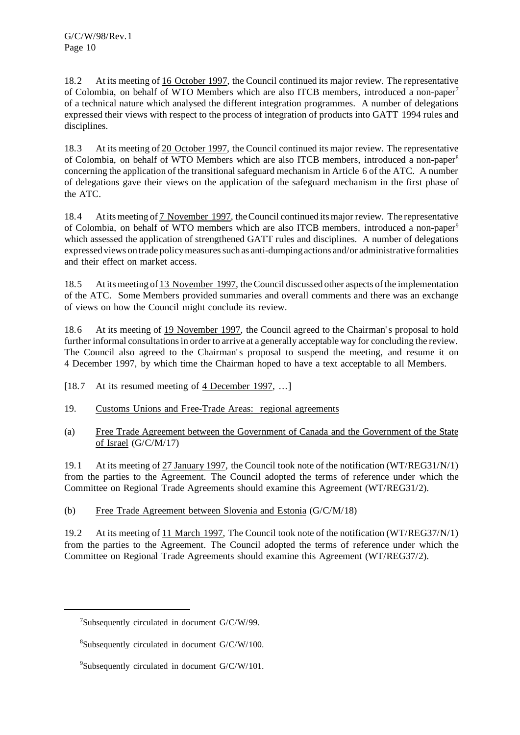18.2 At its meeting of 16 October 1997, the Council continued its major review. The representative of Colombia, on behalf of WTO Members which are also ITCB members, introduced a non-paper[7] of a technical nature which analysed the different integration programmes. A number of delegations expressed their views with respect to the process of integration of products into GATT 1994 rules and disciplines.

18.3 At its meeting of 20 October 1997, the Council continued its major review. The representative of Colombia, on behalf of WTO Members which are also ITCB members, introduced a non-paper[8] concerning the application of the transitional safeguard mechanism in Article 6 of the ATC. A number of delegations gave their views on the application of the safeguard mechanism in the first phase of the ATC.

18.4 At its meeting of 7 November 1997, the Council continued its major review. The representative of Colombia, on behalf of WTO members which are also ITCB members, introduced a non-paper[9] which assessed the application of strengthened GATT rules and disciplines. A number of delegations expressed views on trade policy measures such as anti-dumping actions and/or administrative formalities and their effect on market access.

18.5 At its meeting of 13 November 1997, the Council discussed other aspects of the implementation of the ATC. Some Members provided summaries and overall comments and there was an exchange of views on how the Council might conclude its review.

18.6 At its meeting of 19 November 1997, the Council agreed to the Chairman's proposal to hold further informal consultations in order to arrive at a generally acceptable way for concluding the review. The Council also agreed to the Chairman's proposal to suspend the meeting, and resume it on 4 December 1997, by which time the Chairman hoped to have a text acceptable to all Members.

[18.7 At its resumed meeting of 4 December 1997, …]

19. Customs Unions and Free-Trade Areas: regional agreements

(a) Free Trade Agreement between the Government of Canada and the Government of the State of Israel (G/C/M/17)

19.1 At its meeting of 27 January 1997, the Council took note of the notification (WT/REG31/N/1) from the parties to the Agreement. The Council adopted the terms of reference under which the Committee on Regional Trade Agreements should examine this Agreement (WT/REG31/2).

(b) Free Trade Agreement between Slovenia and Estonia (G/C/M/18)

19.2 At its meeting of 11 March 1997, The Council took note of the notification (WT/REG37/N/1) from the parties to the Agreement. The Council adopted the terms of reference under which the Committee on Regional Trade Agreements should examine this Agreement (WT/REG37/2).

[7] Subsequently circulated in document G/C/W/99.

[8] Subsequently circulated in document G/C/W/100.

[9] Subsequently circulated in document G/C/W/101.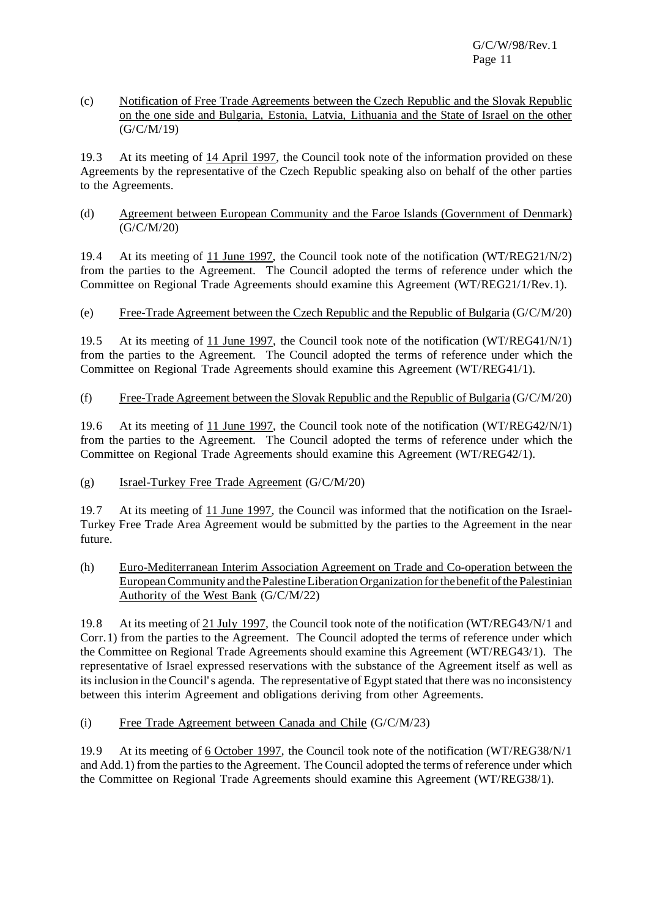(c) Notification of Free Trade Agreements between the Czech Republic and the Slovak Republic on the one side and Bulgaria, Estonia, Latvia, Lithuania and the State of Israel on the other (G/C/M/19)

19.3 At its meeting of 14 April 1997, the Council took note of the information provided on these Agreements by the representative of the Czech Republic speaking also on behalf of the other parties to the Agreements.

(d) Agreement between European Community and the Faroe Islands (Government of Denmark) (G/C/M/20)

19.4 At its meeting of 11 June 1997, the Council took note of the notification (WT/REG21/N/2) from the parties to the Agreement. The Council adopted the terms of reference under which the Committee on Regional Trade Agreements should examine this Agreement (WT/REG21/1/Rev.1).

(e) Free-Trade Agreement between the Czech Republic and the Republic of Bulgaria (G/C/M/20)

19.5 At its meeting of 11 June 1997, the Council took note of the notification (WT/REG41/N/1) from the parties to the Agreement. The Council adopted the terms of reference under which the Committee on Regional Trade Agreements should examine this Agreement (WT/REG41/1).

(f) Free-Trade Agreement between the Slovak Republic and the Republic of Bulgaria (G/C/M/20)

19.6 At its meeting of 11 June 1997, the Council took note of the notification (WT/REG42/N/1) from the parties to the Agreement. The Council adopted the terms of reference under which the Committee on Regional Trade Agreements should examine this Agreement (WT/REG42/1).

(g) Israel-Turkey Free Trade Agreement (G/C/M/20)

19.7 At its meeting of 11 June 1997, the Council was informed that the notification on the Israel-Turkey Free Trade Area Agreement would be submitted by the parties to the Agreement in the near future.

(h) Euro-Mediterranean Interim Association Agreement on Trade and Co-operation between the European Community and the Palestine Liberation Organization for the benefit of the Palestinian Authority of the West Bank (G/C/M/22)

19.8 At its meeting of 21 July 1997, the Council took note of the notification (WT/REG43/N/1 and Corr.1) from the parties to the Agreement. The Council adopted the terms of reference under which the Committee on Regional Trade Agreements should examine this Agreement (WT/REG43/1). The representative of Israel expressed reservations with the substance of the Agreement itself as well as its inclusion in the Council's agenda. The representative of Egypt stated that there was no inconsistency between this interim Agreement and obligations deriving from other Agreements.

(i) Free Trade Agreement between Canada and Chile (G/C/M/23)

19.9 At its meeting of 6 October 1997, the Council took note of the notification (WT/REG38/N/1 and Add.1) from the parties to the Agreement. The Council adopted the terms of reference under which the Committee on Regional Trade Agreements should examine this Agreement (WT/REG38/1).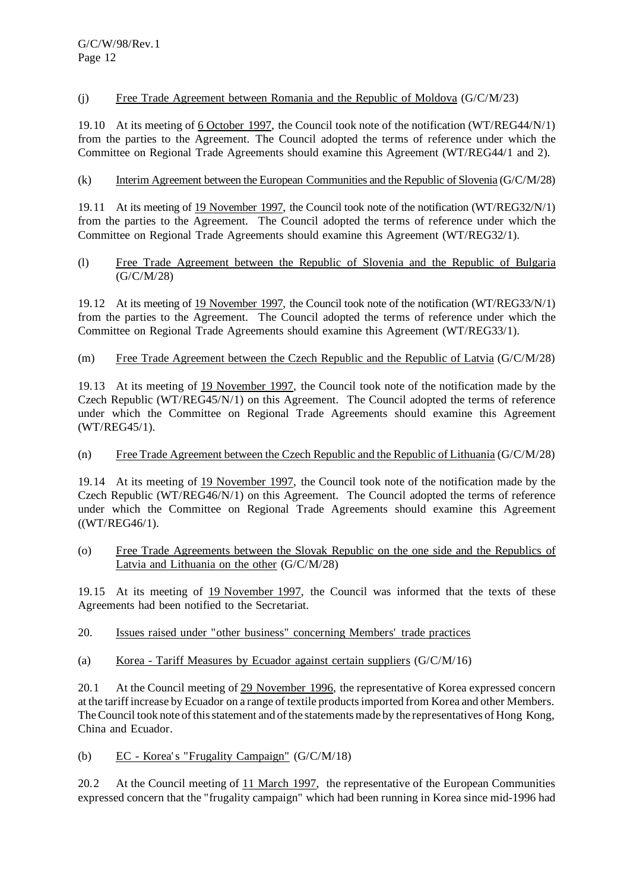(j) Free Trade Agreement between Romania and the Republic of Moldova (G/C/M/23)

19.10 At its meeting of 6 October 1997, the Council took note of the notification (WT/REG44/N/1) from the parties to the Agreement. The Council adopted the terms of reference under which the Committee on Regional Trade Agreements should examine this Agreement (WT/REG44/1 and 2).

(k) Interim Agreement between the European Communities and the Republic of Slovenia (G/C/M/28)

19.11 At its meeting of 19 November 1997, the Council took note of the notification (WT/REG32/N/1) from the parties to the Agreement. The Council adopted the terms of reference under which the Committee on Regional Trade Agreements should examine this Agreement (WT/REG32/1).

(l) Free Trade Agreement between the Republic of Slovenia and the Republic of Bulgaria (G/C/M/28)

19.12 At its meeting of 19 November 1997, the Council took note of the notification (WT/REG33/N/1) from the parties to the Agreement. The Council adopted the terms of reference under which the Committee on Regional Trade Agreements should examine this Agreement (WT/REG33/1).

(m) Free Trade Agreement between the Czech Republic and the Republic of Latvia (G/C/M/28)

19.13 At its meeting of 19 November 1997, the Council took note of the notification made by the Czech Republic (WT/REG45/N/1) on this Agreement. The Council adopted the terms of reference under which the Committee on Regional Trade Agreements should examine this Agreement (WT/REG45/1).

(n) Free Trade Agreement between the Czech Republic and the Republic of Lithuania (G/C/M/28)

19.14 At its meeting of 19 November 1997, the Council took note of the notification made by the Czech Republic (WT/REG46/N/1) on this Agreement. The Council adopted the terms of reference under which the Committee on Regional Trade Agreements should examine this Agreement ((WT/REG46/1).

(o) Free Trade Agreements between the Slovak Republic on the one side and the Republics of Latvia and Lithuania on the other (G/C/M/28)

19.15 At its meeting of 19 November 1997, the Council was informed that the texts of these Agreements had been notified to the Secretariat.

20. Issues raised under "other business" concerning Members' trade practices

(a) Korea - Tariff Measures by Ecuador against certain suppliers (G/C/M/16)

20.1 At the Council meeting of 29 November 1996, the representative of Korea expressed concern at the tariff increase by Ecuador on a range of textile products imported from Korea and other Members. The Council took note of this statement and of the statements made by the representatives of Hong Kong, China and Ecuador.

(b) EC - Korea's "Frugality Campaign" (G/C/M/18)

20.2 At the Council meeting of 11 March 1997, the representative of the European Communities expressed concern that the "frugality campaign" which had been running in Korea since mid-1996 had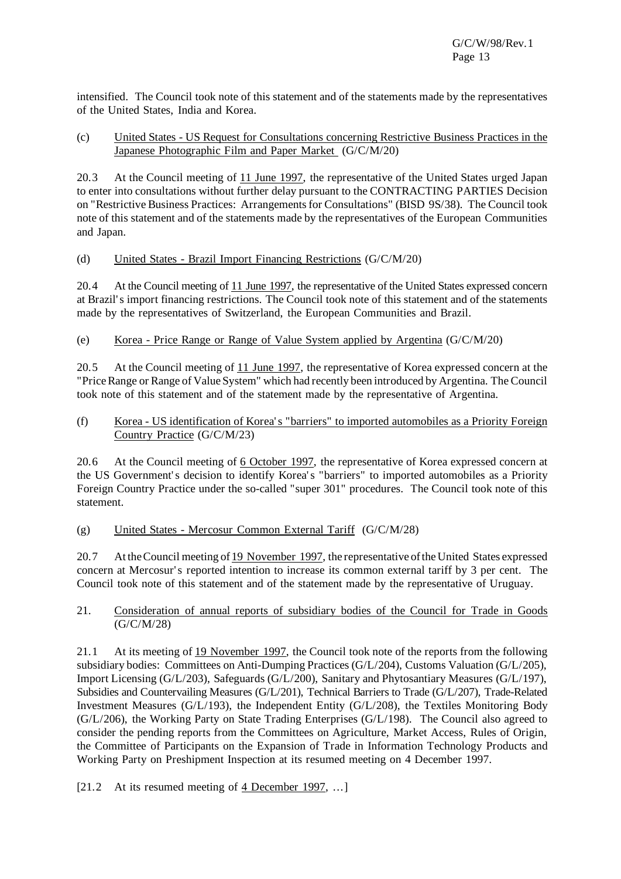intensified. The Council took note of this statement and of the statements made by the representatives of the United States, India and Korea.

(c) United States - US Request for Consultations concerning Restrictive Business Practices in the Japanese Photographic Film and Paper Market (G/C/M/20)

20.3 At the Council meeting of 11 June 1997, the representative of the United States urged Japan to enter into consultations without further delay pursuant to the CONTRACTING PARTIES Decision on "Restrictive Business Practices: Arrangements for Consultations" (BISD 9S/38). The Council took note of this statement and of the statements made by the representatives of the European Communities and Japan.

(d) United States - Brazil Import Financing Restrictions (G/C/M/20)

20.4 At the Council meeting of 11 June 1997, the representative of the United States expressed concern at Brazil's import financing restrictions. The Council took note of this statement and of the statements made by the representatives of Switzerland, the European Communities and Brazil.

(e) Korea - Price Range or Range of Value System applied by Argentina (G/C/M/20)

20.5 At the Council meeting of 11 June 1997, the representative of Korea expressed concern at the "Price Range or Range of Value System" which had recently been introduced by Argentina. The Council took note of this statement and of the statement made by the representative of Argentina.

(f) Korea - US identification of Korea's "barriers" to imported automobiles as a Priority Foreign Country Practice (G/C/M/23)

20.6 At the Council meeting of 6 October 1997, the representative of Korea expressed concern at the US Government's decision to identify Korea's "barriers" to imported automobiles as a Priority Foreign Country Practice under the so-called "super 301" procedures. The Council took note of this statement.

(g) United States - Mercosur Common External Tariff (G/C/M/28)

20.7 At the Council meeting of 19 November 1997, the representative of the United States expressed concern at Mercosur's reported intention to increase its common external tariff by 3 per cent. The Council took note of this statement and of the statement made by the representative of Uruguay.

21. Consideration of annual reports of subsidiary bodies of the Council for Trade in Goods (G/C/M/28)

21.1 At its meeting of 19 November 1997, the Council took note of the reports from the following subsidiary bodies: Committees on Anti-Dumping Practices (G/L/204), Customs Valuation (G/L/205), Import Licensing (G/L/203), Safeguards (G/L/200), Sanitary and Phytosantiary Measures (G/L/197), Subsidies and Countervailing Measures (G/L/201), Technical Barriers to Trade (G/L/207), Trade-Related Investment Measures (G/L/193), the Independent Entity (G/L/208), the Textiles Monitoring Body (G/L/206), the Working Party on State Trading Enterprises (G/L/198). The Council also agreed to consider the pending reports from the Committees on Agriculture, Market Access, Rules of Origin, the Committee of Participants on the Expansion of Trade in Information Technology Products and Working Party on Preshipment Inspection at its resumed meeting on 4 December 1997.

[21.2 At its resumed meeting of 4 December 1997, …]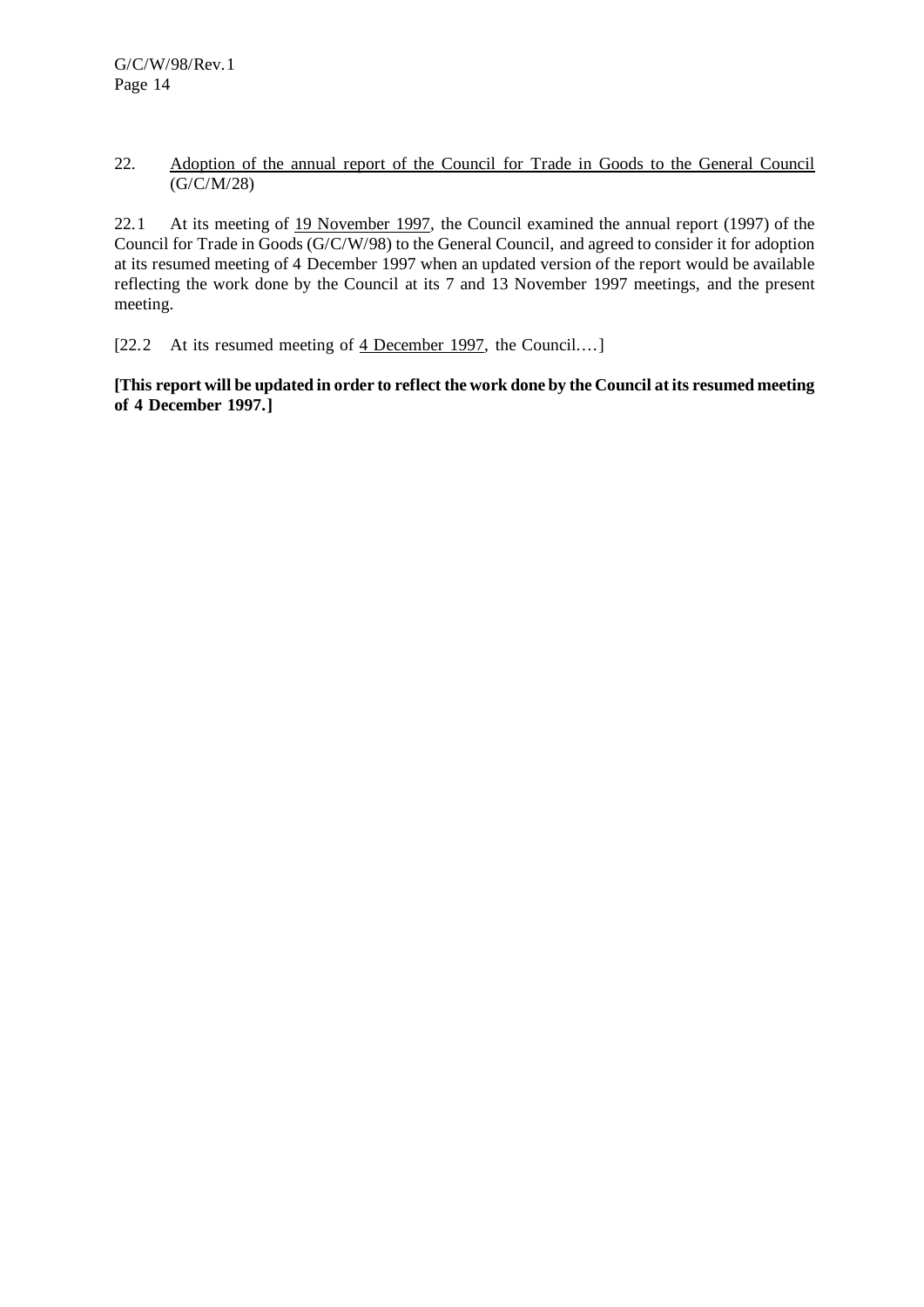22. Adoption of the annual report of the Council for Trade in Goods to the General Council (G/C/M/28)

22.1 At its meeting of 19 November 1997, the Council examined the annual report (1997) of the Council for Trade in Goods (G/C/W/98) to the General Council, and agreed to consider it for adoption at its resumed meeting of 4 December 1997 when an updated version of the report would be available reflecting the work done by the Council at its 7 and 13 November 1997 meetings, and the present meeting.

[22.2 At its resumed meeting of 4 December 1997, the Council.…]

**[This report will be updated in order to reflect the work done by the Council at its resumed meeting of 4 December 1997.]**